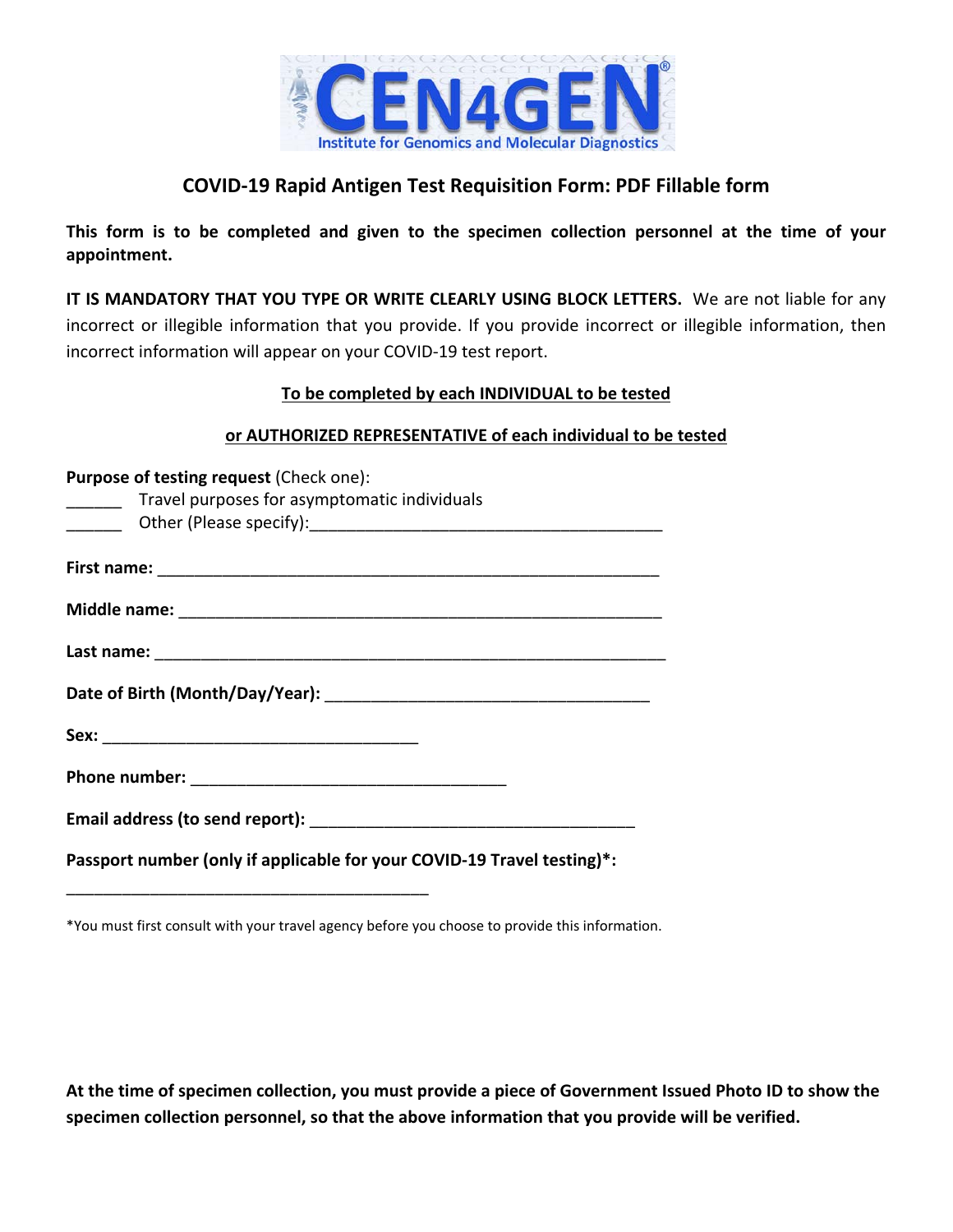CEN4GEN
Institute for Genomics and Molecular Diagnostics

## COVID-19 Rapid Antigen Test Requisition Form: PDF Fillable form

**This form is to be completed and given to the specimen collection personnel at the time of your appointment.**

**IT IS MANDATORY THAT YOU TYPE OR WRITE CLEARLY USING BLOCK LETTERS.** We are not liable for any incorrect or illegible information that you provide. If you provide incorrect or illegible information, then incorrect information will appear on your COVID-19 test report.

**To be completed by each INDIVIDUAL to be tested**

**or AUTHORIZED REPRESENTATIVE of each individual to be tested**

**Purpose of testing request** (Check one):

______ Travel purposes for asymptomatic individuals

______ Other (Please specify):______________________________________

**First name:** _______________________________________________________

**Middle name:** _____________________________________________________

**Last name:** _______________________________________________________

**Date of Birth (Month/Day/Year):** ___________________________________

**Sex:** ___________________________________

**Phone number:** ___________________________________

**Email address (to send report):** ___________________________________

**Passport number (only if applicable for your COVID-19 Travel testing)*:**

_________________________________________

*You must first consult with your travel agency before you choose to provide this information.

**At the time of specimen collection, you must provide a piece of Government Issued Photo ID to show the specimen collection personnel, so that the above information that you provide will be verified.**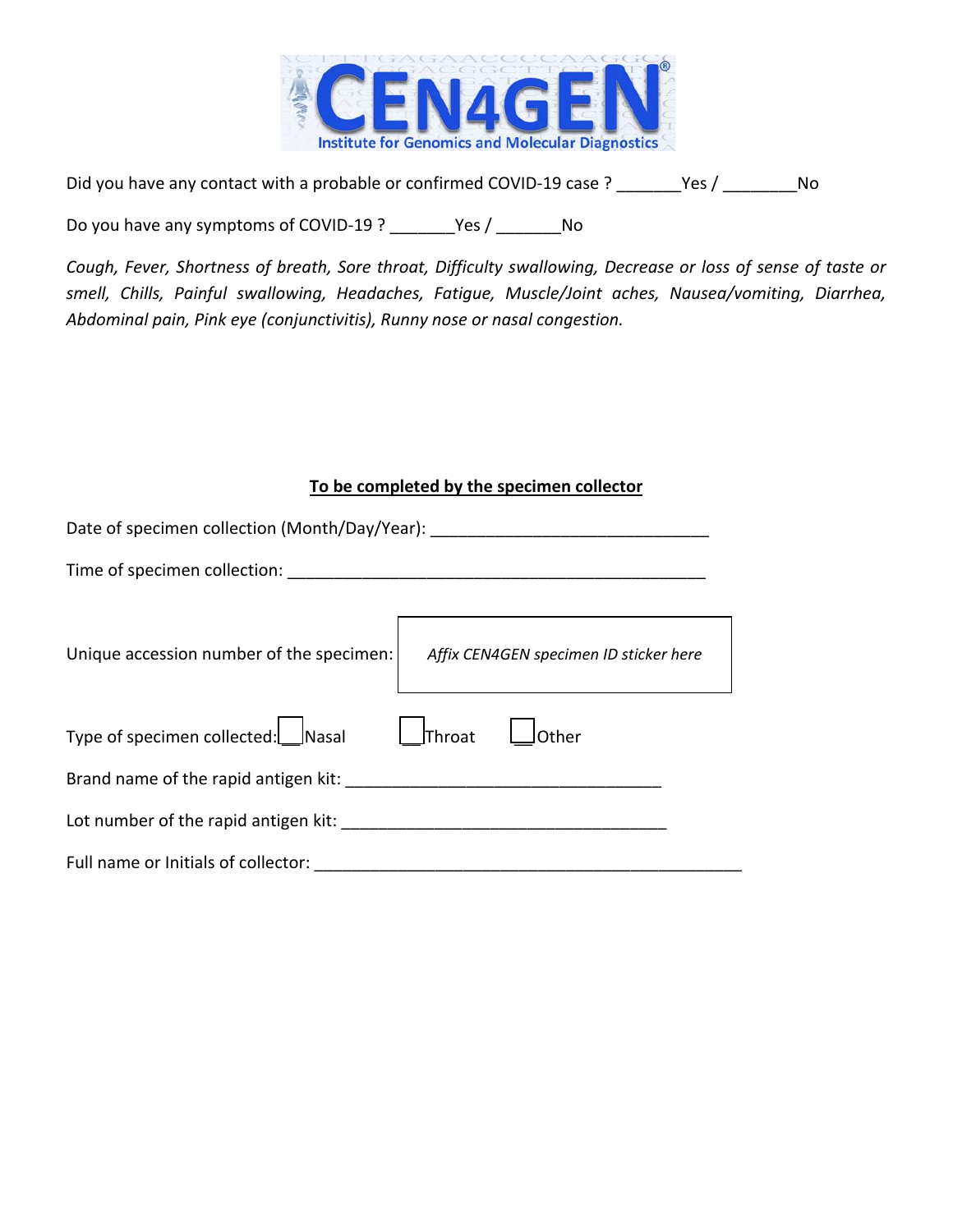Did you have any contact with a probable or confirmed COVID-19 case ? _______Yes / ________No

Do you have any symptoms of COVID-19 ? _______Yes / _______No

*Cough, Fever, Shortness of breath, Sore throat, Difficulty swallowing, Decrease or loss of sense of taste or smell, Chills, Painful swallowing, Headaches, Fatigue, Muscle/Joint aches, Nausea/vomiting, Diarrhea, Abdominal pain, Pink eye (conjunctivitis), Runny nose or nasal congestion.*

**To be completed by the specimen collector**

Date of specimen collection (Month/Day/Year): ______________________________

Time of specimen collection: _______________________________________________

Unique accession number of the specimen: *Affix CEN4GEN specimen ID sticker here*

Type of specimen collected: __Nasal __Throat __Other

Brand name of the rapid antigen kit: ___________________________________

Lot number of the rapid antigen kit: ____________________________________

Full name or Initials of collector: ________________________________________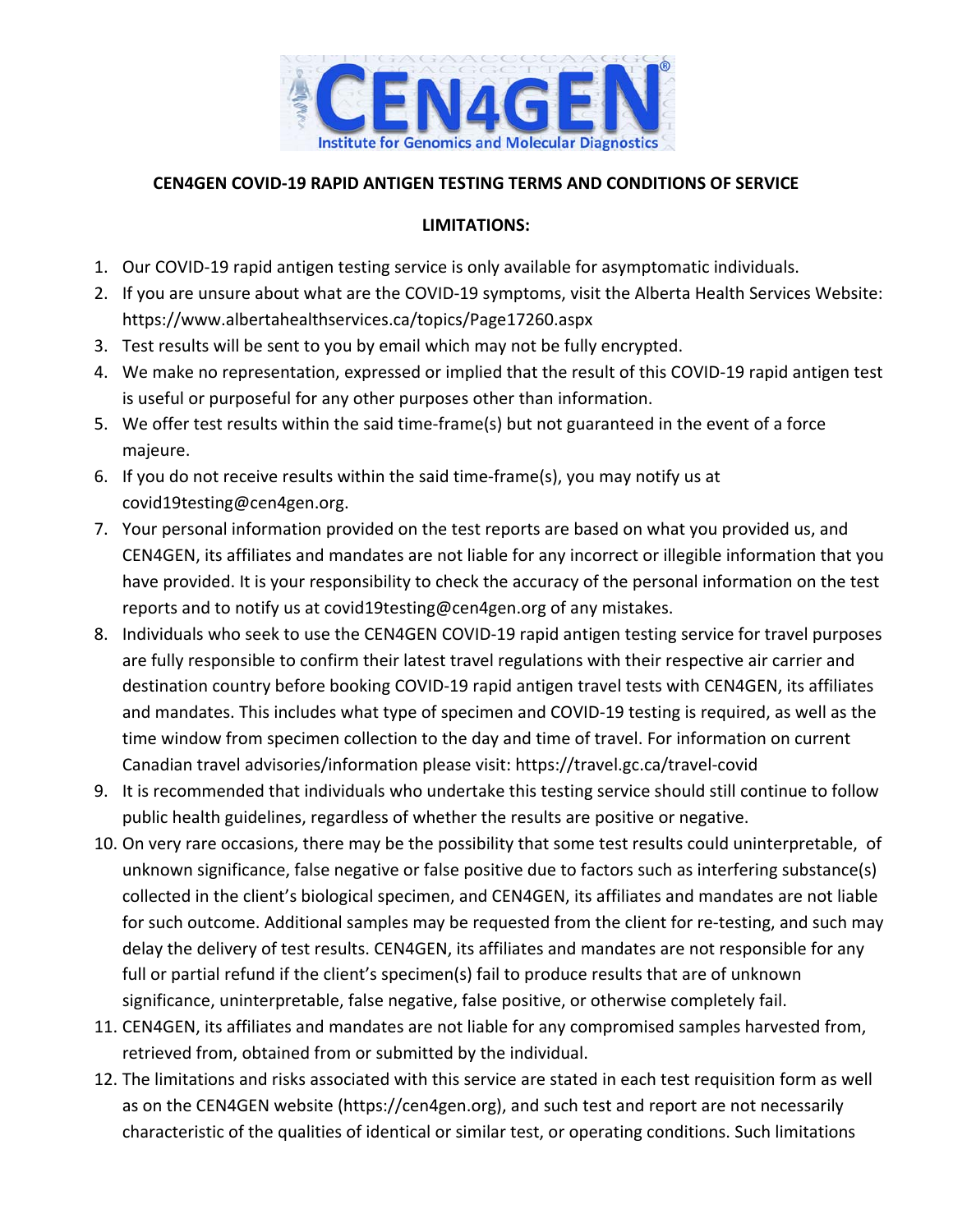# CEN4GEN COVID-19 RAPID ANTIGEN TESTING TERMS AND CONDITIONS OF SERVICE

## LIMITATIONS:

1. Our COVID-19 rapid antigen testing service is only available for asymptomatic individuals.
2. If you are unsure about what are the COVID-19 symptoms, visit the Alberta Health Services Website: https://www.albertahealthservices.ca/topics/Page17260.aspx
3. Test results will be sent to you by email which may not be fully encrypted.
4. We make no representation, expressed or implied that the result of this COVID-19 rapid antigen test is useful or purposeful for any other purposes other than information.
5. We offer test results within the said time-frame(s) but not guaranteed in the event of a force majeure.
6. If you do not receive results within the said time-frame(s), you may notify us at covid19testing@cen4gen.org.
7. Your personal information provided on the test reports are based on what you provided us, and CEN4GEN, its affiliates and mandates are not liable for any incorrect or illegible information that you have provided. It is your responsibility to check the accuracy of the personal information on the test reports and to notify us at covid19testing@cen4gen.org of any mistakes.
8. Individuals who seek to use the CEN4GEN COVID-19 rapid antigen testing service for travel purposes are fully responsible to confirm their latest travel regulations with their respective air carrier and destination country before booking COVID-19 rapid antigen travel tests with CEN4GEN, its affiliates and mandates. This includes what type of specimen and COVID-19 testing is required, as well as the time window from specimen collection to the day and time of travel. For information on current Canadian travel advisories/information please visit: https://travel.gc.ca/travel-covid
9. It is recommended that individuals who undertake this testing service should still continue to follow public health guidelines, regardless of whether the results are positive or negative.
10. On very rare occasions, there may be the possibility that some test results could uninterpretable, of unknown significance, false negative or false positive due to factors such as interfering substance(s) collected in the client's biological specimen, and CEN4GEN, its affiliates and mandates are not liable for such outcome. Additional samples may be requested from the client for re-testing, and such may delay the delivery of test results. CEN4GEN, its affiliates and mandates are not responsible for any full or partial refund if the client's specimen(s) fail to produce results that are of unknown significance, uninterpretable, false negative, false positive, or otherwise completely fail.
11. CEN4GEN, its affiliates and mandates are not liable for any compromised samples harvested from, retrieved from, obtained from or submitted by the individual.
12. The limitations and risks associated with this service are stated in each test requisition form as well as on the CEN4GEN website (https://cen4gen.org), and such test and report are not necessarily characteristic of the qualities of identical or similar test, or operating conditions. Such limitations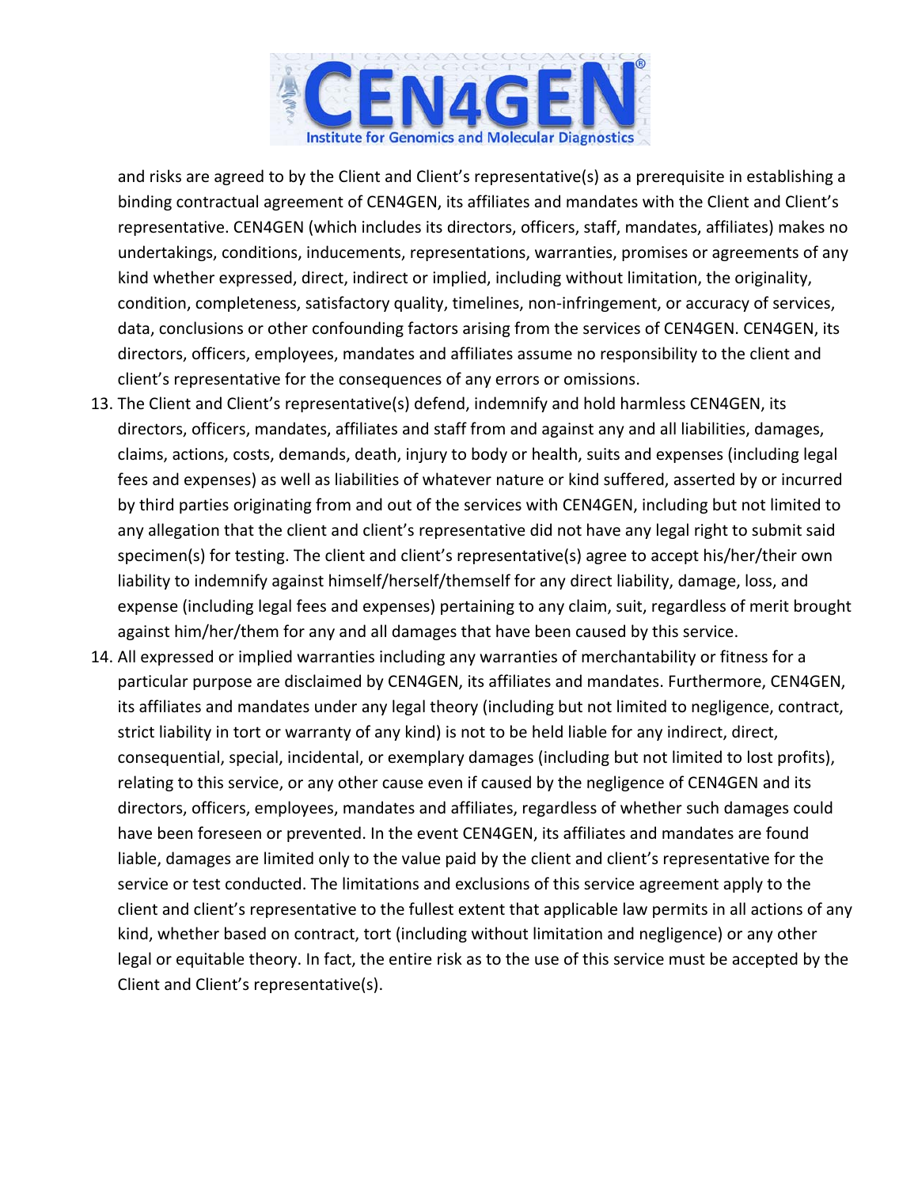and risks are agreed to by the Client and Client's representative(s) as a prerequisite in establishing a binding contractual agreement of CEN4GEN, its affiliates and mandates with the Client and Client's representative. CEN4GEN (which includes its directors, officers, staff, mandates, affiliates) makes no undertakings, conditions, inducements, representations, warranties, promises or agreements of any kind whether expressed, direct, indirect or implied, including without limitation, the originality, condition, completeness, satisfactory quality, timelines, non-infringement, or accuracy of services, data, conclusions or other confounding factors arising from the services of CEN4GEN. CEN4GEN, its directors, officers, employees, mandates and affiliates assume no responsibility to the client and client's representative for the consequences of any errors or omissions.

13. The Client and Client's representative(s) defend, indemnify and hold harmless CEN4GEN, its directors, officers, mandates, affiliates and staff from and against any and all liabilities, damages, claims, actions, costs, demands, death, injury to body or health, suits and expenses (including legal fees and expenses) as well as liabilities of whatever nature or kind suffered, asserted by or incurred by third parties originating from and out of the services with CEN4GEN, including but not limited to any allegation that the client and client's representative did not have any legal right to submit said specimen(s) for testing. The client and client's representative(s) agree to accept his/her/their own liability to indemnify against himself/herself/themself for any direct liability, damage, loss, and expense (including legal fees and expenses) pertaining to any claim, suit, regardless of merit brought against him/her/them for any and all damages that have been caused by this service.
14. All expressed or implied warranties including any warranties of merchantability or fitness for a particular purpose are disclaimed by CEN4GEN, its affiliates and mandates. Furthermore, CEN4GEN, its affiliates and mandates under any legal theory (including but not limited to negligence, contract, strict liability in tort or warranty of any kind) is not to be held liable for any indirect, direct, consequential, special, incidental, or exemplary damages (including but not limited to lost profits), relating to this service, or any other cause even if caused by the negligence of CEN4GEN and its directors, officers, employees, mandates and affiliates, regardless of whether such damages could have been foreseen or prevented. In the event CEN4GEN, its affiliates and mandates are found liable, damages are limited only to the value paid by the client and client's representative for the service or test conducted. The limitations and exclusions of this service agreement apply to the client and client's representative to the fullest extent that applicable law permits in all actions of any kind, whether based on contract, tort (including without limitation and negligence) or any other legal or equitable theory. In fact, the entire risk as to the use of this service must be accepted by the Client and Client's representative(s).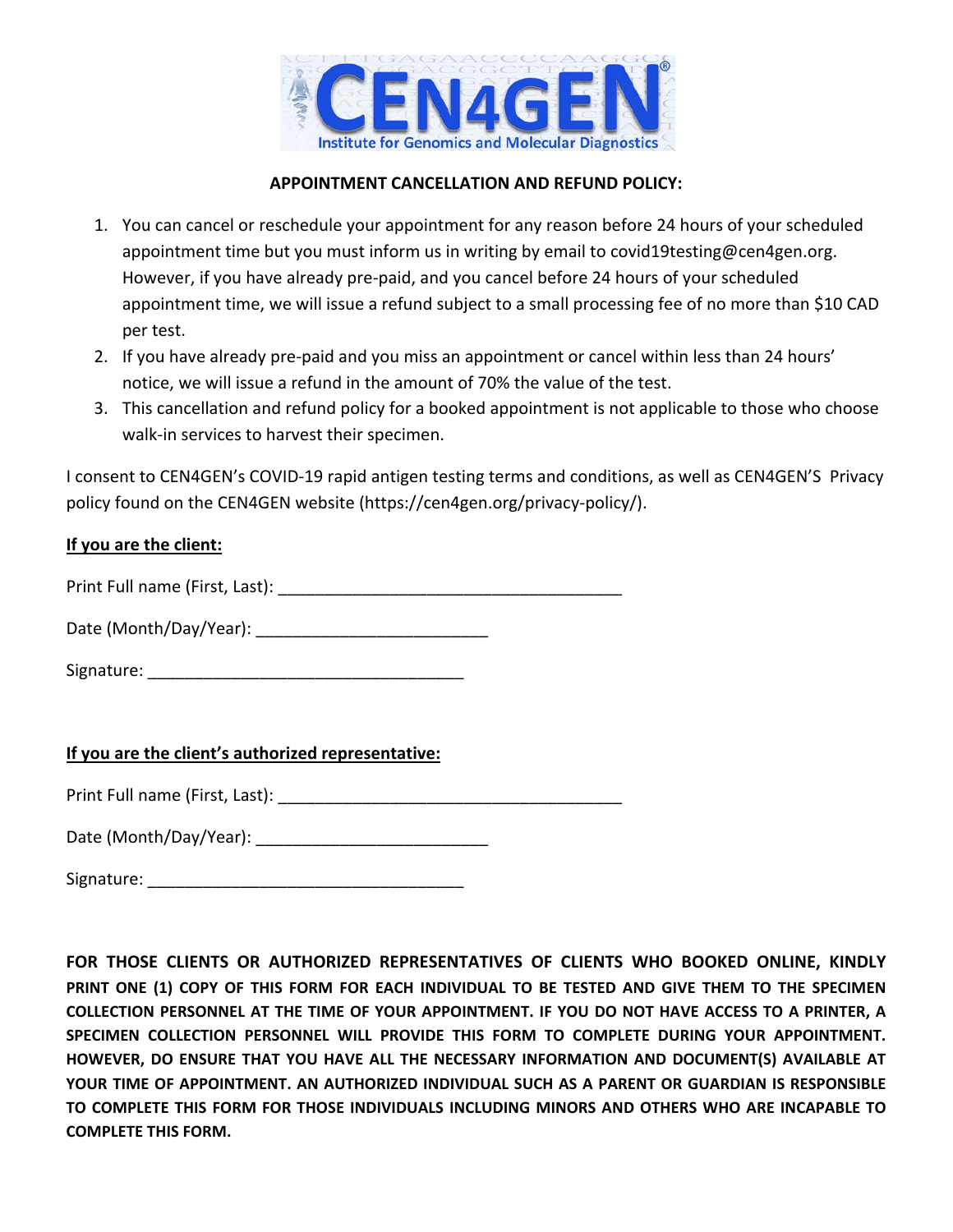**APPOINTMENT CANCELLATION AND REFUND POLICY:**

1. You can cancel or reschedule your appointment for any reason before 24 hours of your scheduled appointment time but you must inform us in writing by email to covid19testing@cen4gen.org. However, if you have already pre-paid, and you cancel before 24 hours of your scheduled appointment time, we will issue a refund subject to a small processing fee of no more than $10 CAD per test.
2. If you have already pre-paid and you miss an appointment or cancel within less than 24 hours' notice, we will issue a refund in the amount of 70% the value of the test.
3. This cancellation and refund policy for a booked appointment is not applicable to those who choose walk-in services to harvest their specimen.

I consent to CEN4GEN's COVID-19 rapid antigen testing terms and conditions, as well as CEN4GEN'S Privacy policy found on the CEN4GEN website (https://cen4gen.org/privacy-policy/).

**If you are the client:**

Print Full name (First, Last): ______________________________________

Date (Month/Day/Year): _________________________

Signature: ___________________________________

**If you are the client's authorized representative:**

Print Full name (First, Last): ______________________________________

Date (Month/Day/Year): _________________________

Signature: ___________________________________

**FOR THOSE CLIENTS OR AUTHORIZED REPRESENTATIVES OF CLIENTS WHO BOOKED ONLINE, KINDLY PRINT ONE (1) COPY OF THIS FORM FOR EACH INDIVIDUAL TO BE TESTED AND GIVE THEM TO THE SPECIMEN COLLECTION PERSONNEL AT THE TIME OF YOUR APPOINTMENT. IF YOU DO NOT HAVE ACCESS TO A PRINTER, A SPECIMEN COLLECTION PERSONNEL WILL PROVIDE THIS FORM TO COMPLETE DURING YOUR APPOINTMENT. HOWEVER, DO ENSURE THAT YOU HAVE ALL THE NECESSARY INFORMATION AND DOCUMENT(S) AVAILABLE AT YOUR TIME OF APPOINTMENT. AN AUTHORIZED INDIVIDUAL SUCH AS A PARENT OR GUARDIAN IS RESPONSIBLE TO COMPLETE THIS FORM FOR THOSE INDIVIDUALS INCLUDING MINORS AND OTHERS WHO ARE INCAPABLE TO COMPLETE THIS FORM.**